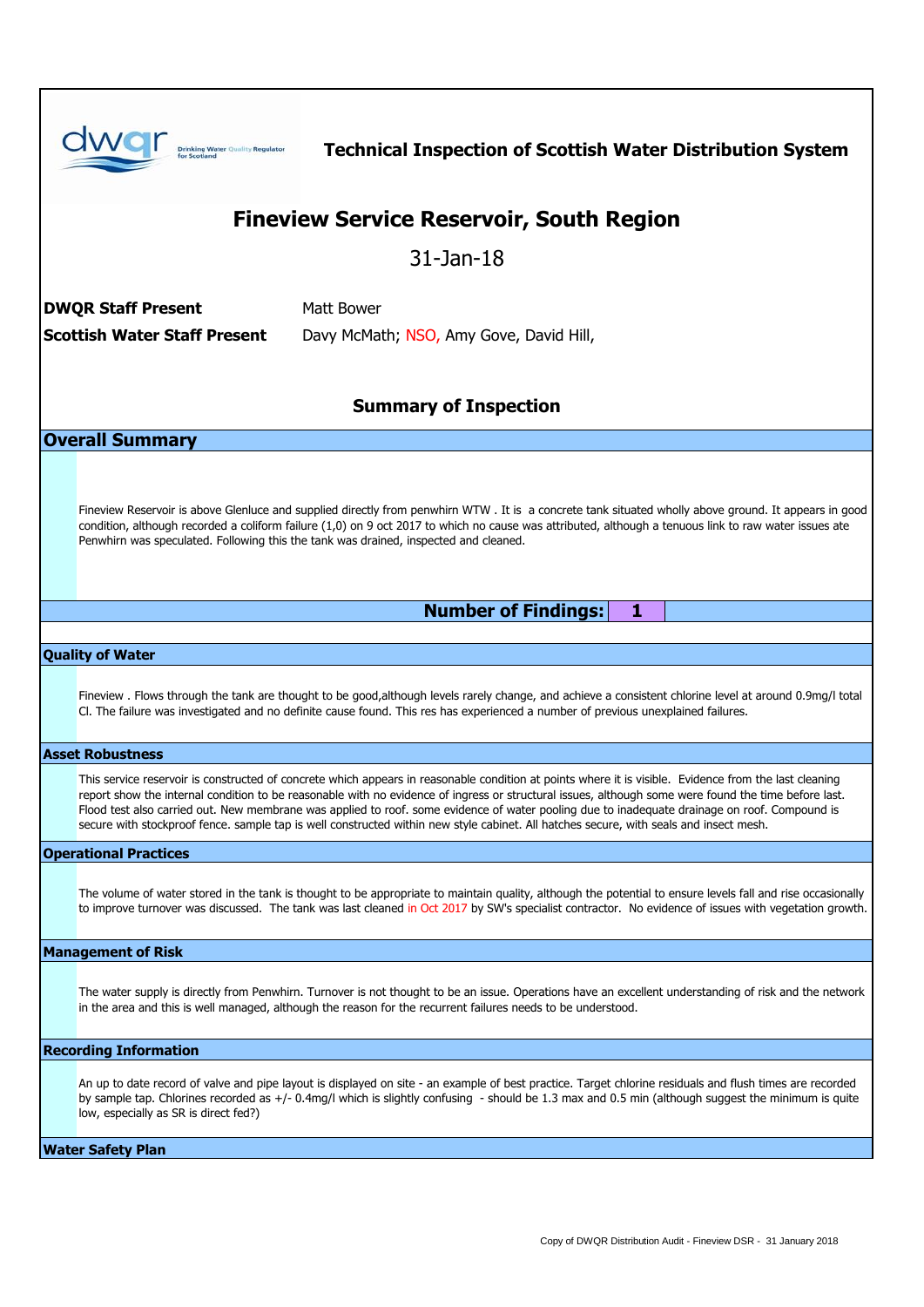**Technical Inspection of Scottish Water Distribution System**

# Fineview Service Reservoir, South Region

31-Jan-18

**DWQR Staff Present** Matt Bower

**Scottish Water Staff Present** Davy McMath; NSO, Amy Gove, David Hill,

## Summary of Inspection

## Overall Summary

Fineview Reservoir is above Glenluce and supplied directly from penwhirn WTW . It is a concrete tank situated wholly above ground. It appears in good condition, although recorded a coliform failure (1,0) on 9 oct 2017 to which no cause was attributed, although a tenuous link to raw water issues ate Penwhirn was speculated. Following this the tank was drained, inspected and cleaned.

**Number of Findings: 1**

### Quality of Water

Fineview . Flows through the tank are thought to be good,although levels rarely change, and achieve a consistent chlorine level at around 0.9mg/l total Cl. The failure was investigated and no definite cause found. This res has experienced a number of previous unexplained failures.

### Asset Robustness

This service reservoir is constructed of concrete which appears in reasonable condition at points where it is visible. Evidence from the last cleaning report show the internal condition to be reasonable with no evidence of ingress or structural issues, although some were found the time before last. Flood test also carried out. New membrane was applied to roof. some evidence of water pooling due to inadequate drainage on roof. Compound is secure with stockproof fence. sample tap is well constructed within new style cabinet. All hatches secure, with seals and insect mesh.

### Operational Practices

The volume of water stored in the tank is thought to be appropriate to maintain quality, although the potential to ensure levels fall and rise occasionally to improve turnover was discussed. The tank was last cleaned in Oct 2017 by SW's specialist contractor. No evidence of issues with vegetation growth.

### Management of Risk

The water supply is directly from Penwhirn. Turnover is not thought to be an issue. Operations have an excellent understanding of risk and the network in the area and this is well managed, although the reason for the recurrent failures needs to be understood.

### Recording Information

An up to date record of valve and pipe layout is displayed on site - an example of best practice. Target chlorine residuals and flush times are recorded by sample tap. Chlorines recorded as +/- 0.4mg/l which is slightly confusing - should be 1.3 max and 0.5 min (although suggest the minimum is quite low, especially as SR is direct fed?)

### Water Safety Plan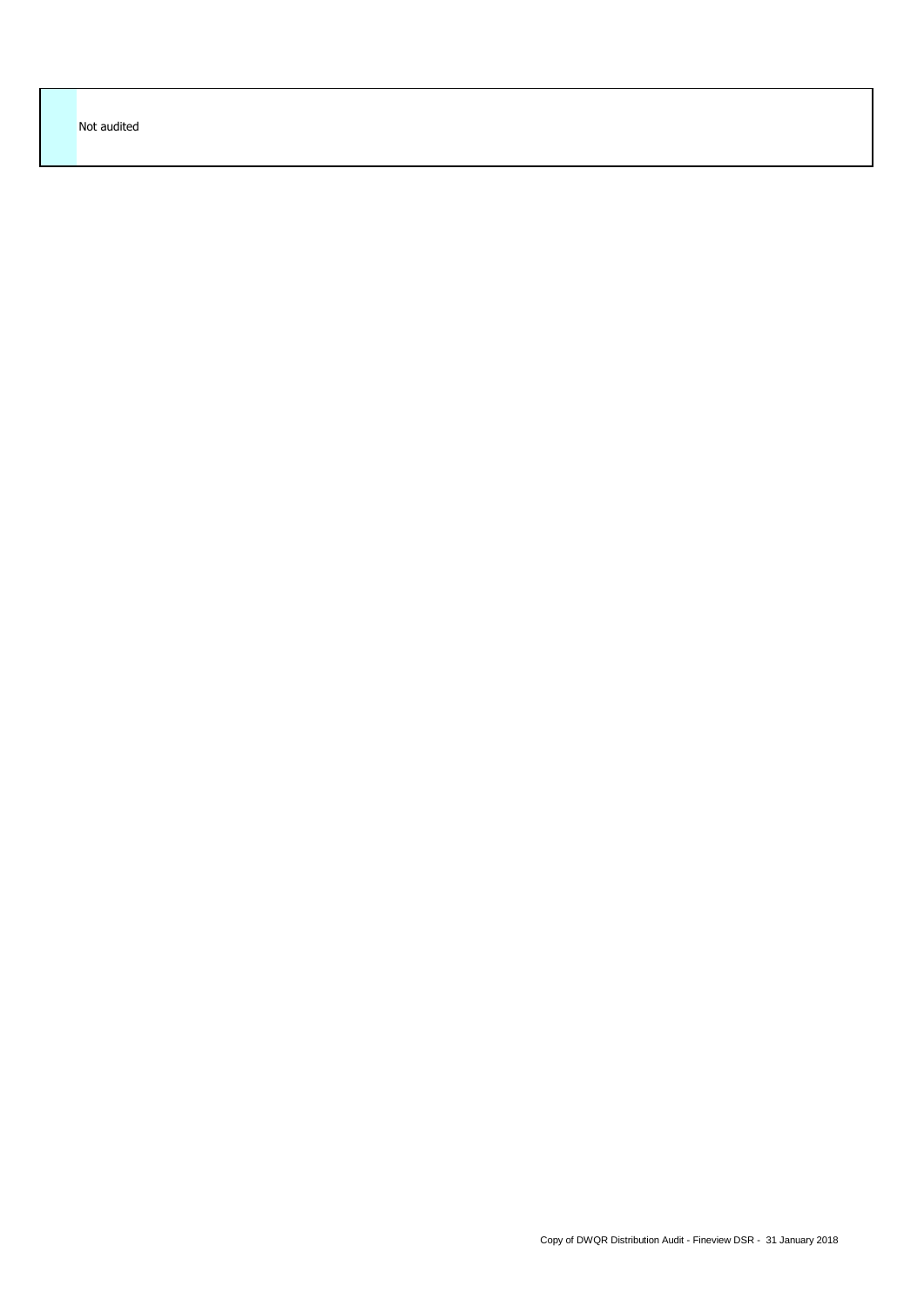| | |
|---|---|
| | Not audited |